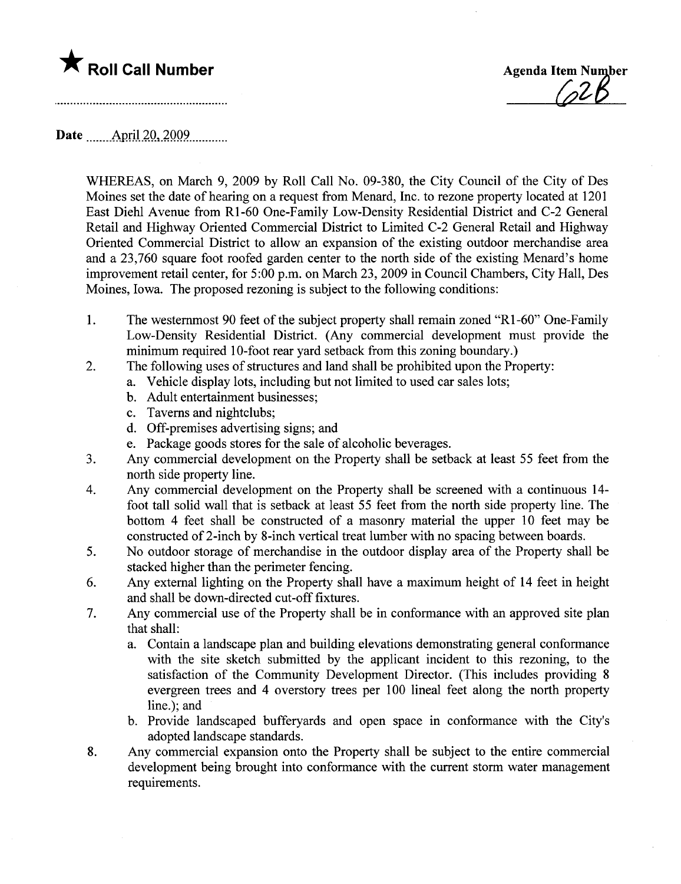★ **Roll Call Number**

**Agenda Item Number**
62B

**Date** April 20, 2009

WHEREAS, on March 9, 2009 by Roll Call No. 09-380, the City Council of the City of Des Moines set the date of hearing on a request from Menard, Inc. to rezone property located at 1201 East Diehl Avenue from R1-60 One-Family Low-Density Residential District and C-2 General Retail and Highway Oriented Commercial District to Limited C-2 General Retail and Highway Oriented Commercial District to allow an expansion of the existing outdoor merchandise area and a 23,760 square foot roofed garden center to the north side of the existing Menard's home improvement retail center, for 5:00 p.m. on March 23, 2009 in Council Chambers, City Hall, Des Moines, Iowa. The proposed rezoning is subject to the following conditions:

1. The westernmost 90 feet of the subject property shall remain zoned "R1-60" One-Family Low-Density Residential District. (Any commercial development must provide the minimum required 10-foot rear yard setback from this zoning boundary.)
2. The following uses of structures and land shall be prohibited upon the Property:
   a. Vehicle display lots, including but not limited to used car sales lots;
   b. Adult entertainment businesses;
   c. Taverns and nightclubs;
   d. Off-premises advertising signs; and
   e. Package goods stores for the sale of alcoholic beverages.
3. Any commercial development on the Property shall be setback at least 55 feet from the north side property line.
4. Any commercial development on the Property shall be screened with a continuous 14-foot tall solid wall that is setback at least 55 feet from the north side property line. The bottom 4 feet shall be constructed of a masonry material the upper 10 feet may be constructed of 2-inch by 8-inch vertical treat lumber with no spacing between boards.
5. No outdoor storage of merchandise in the outdoor display area of the Property shall be stacked higher than the perimeter fencing.
6. Any external lighting on the Property shall have a maximum height of 14 feet in height and shall be down-directed cut-off fixtures.
7. Any commercial use of the Property shall be in conformance with an approved site plan that shall:
   a. Contain a landscape plan and building elevations demonstrating general conformance with the site sketch submitted by the applicant incident to this rezoning, to the satisfaction of the Community Development Director. (This includes providing 8 evergreen trees and 4 overstory trees per 100 lineal feet along the north property line.); and
   b. Provide landscaped bufferyards and open space in conformance with the City's adopted landscape standards.
8. Any commercial expansion onto the Property shall be subject to the entire commercial development being brought into conformance with the current storm water management requirements.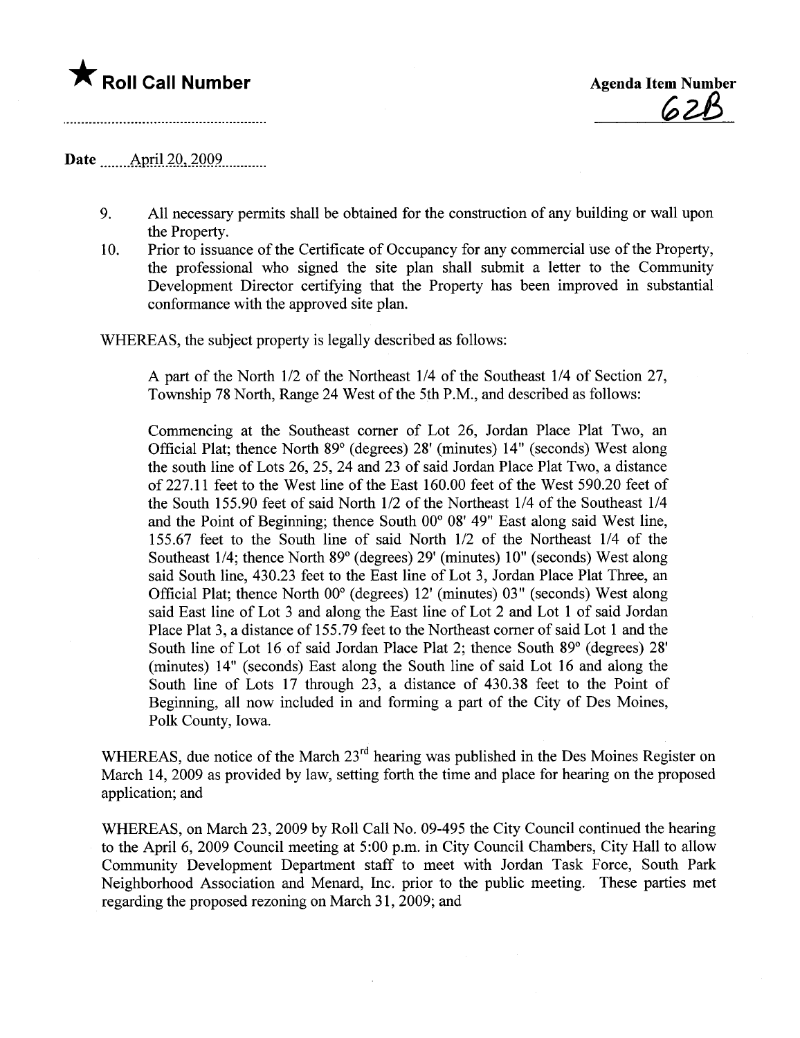★ **Roll Call Number**

**Agenda Item Number**
62B

**Date** April 20, 2009

9. All necessary permits shall be obtained for the construction of any building or wall upon the Property.
10. Prior to issuance of the Certificate of Occupancy for any commercial use of the Property, the professional who signed the site plan shall submit a letter to the Community Development Director certifying that the Property has been improved in substantial conformance with the approved site plan.

WHEREAS, the subject property is legally described as follows:

> A part of the North 1/2 of the Northeast 1/4 of the Southeast 1/4 of Section 27, Township 78 North, Range 24 West of the 5th P.M., and described as follows:
>
> Commencing at the Southeast corner of Lot 26, Jordan Place Plat Two, an Official Plat; thence North 89° (degrees) 28' (minutes) 14" (seconds) West along the south line of Lots 26, 25, 24 and 23 of said Jordan Place Plat Two, a distance of 227.11 feet to the West line of the East 160.00 feet of the West 590.20 feet of the South 155.90 feet of said North 1/2 of the Northeast 1/4 of the Southeast 1/4 and the Point of Beginning; thence South 00° 08' 49" East along said West line, 155.67 feet to the South line of said North 1/2 of the Northeast 1/4 of the Southeast 1/4; thence North 89° (degrees) 29' (minutes) 10" (seconds) West along said South line, 430.23 feet to the East line of Lot 3, Jordan Place Plat Three, an Official Plat; thence North 00° (degrees) 12' (minutes) 03" (seconds) West along said East line of Lot 3 and along the East line of Lot 2 and Lot 1 of said Jordan Place Plat 3, a distance of 155.79 feet to the Northeast corner of said Lot 1 and the South line of Lot 16 of said Jordan Place Plat 2; thence South 89° (degrees) 28' (minutes) 14" (seconds) East along the South line of said Lot 16 and along the South line of Lots 17 through 23, a distance of 430.38 feet to the Point of Beginning, all now included in and forming a part of the City of Des Moines, Polk County, Iowa.

WHEREAS, due notice of the March 23rd hearing was published in the Des Moines Register on March 14, 2009 as provided by law, setting forth the time and place for hearing on the proposed application; and

WHEREAS, on March 23, 2009 by Roll Call No. 09-495 the City Council continued the hearing to the April 6, 2009 Council meeting at 5:00 p.m. in City Council Chambers, City Hall to allow Community Development Department staff to meet with Jordan Task Force, South Park Neighborhood Association and Menard, Inc. prior to the public meeting. These parties met regarding the proposed rezoning on March 31, 2009; and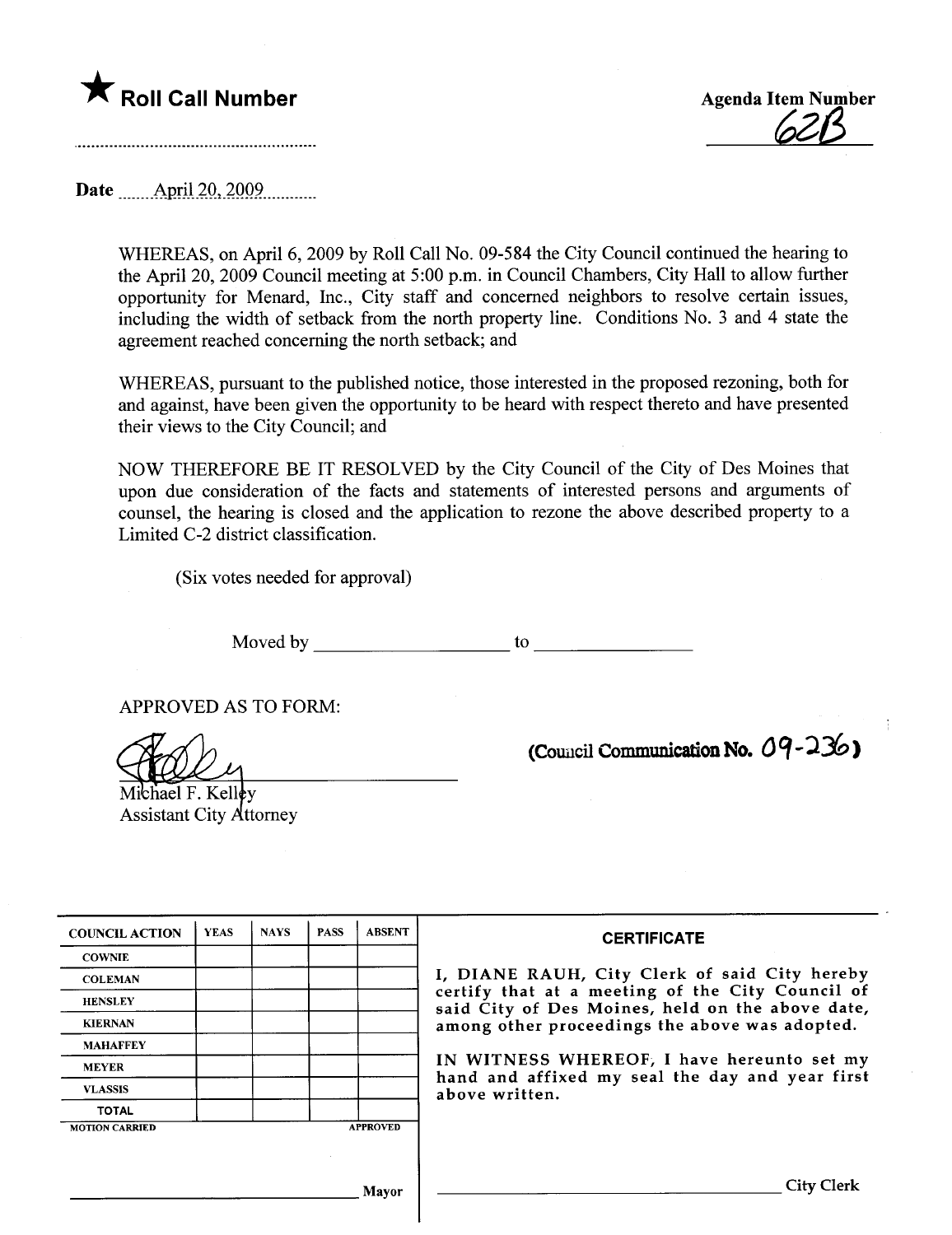★ **Roll Call Number**

.........................................................

**Agenda Item Number**

62B

**Date** April 20, 2009

WHEREAS, on April 6, 2009 by Roll Call No. 09-584 the City Council continued the hearing to the April 20, 2009 Council meeting at 5:00 p.m. in Council Chambers, City Hall to allow further opportunity for Menard, Inc., City staff and concerned neighbors to resolve certain issues, including the width of setback from the north property line. Conditions No. 3 and 4 state the agreement reached concerning the north setback; and

WHEREAS, pursuant to the published notice, those interested in the proposed rezoning, both for and against, have been given the opportunity to be heard with respect thereto and have presented their views to the City Council; and

NOW THEREFORE BE IT RESOLVED by the City Council of the City of Des Moines that upon due consideration of the facts and statements of interested persons and arguments of counsel, the hearing is closed and the application to rezone the above described property to a Limited C-2 district classification.

(Six votes needed for approval)

Moved by ____________________ to ________________

APPROVED AS TO FORM:

Michael F. Kelley
Assistant City Attorney

(Council Communication No. 09-236)

| COUNCIL ACTION | YEAS | NAYS | PASS | ABSENT |
|---|---|---|---|---|
| COWNIE | | | | |
| COLEMAN | | | | |
| HENSLEY | | | | |
| KIERNAN | | | | |
| MAHAFFEY | | | | |
| MEYER | | | | |
| VLASSIS | | | | |
| TOTAL | | | | |
| MOTION CARRIED | | | | APPROVED |

______________________________ Mayor

**CERTIFICATE**

I, DIANE RAUH, City Clerk of said City hereby certify that at a meeting of the City Council of said City of Des Moines, held on the above date, among other proceedings the above was adopted.

IN WITNESS WHEREOF, I have hereunto set my hand and affixed my seal the day and year first above written.

______________________________ City Clerk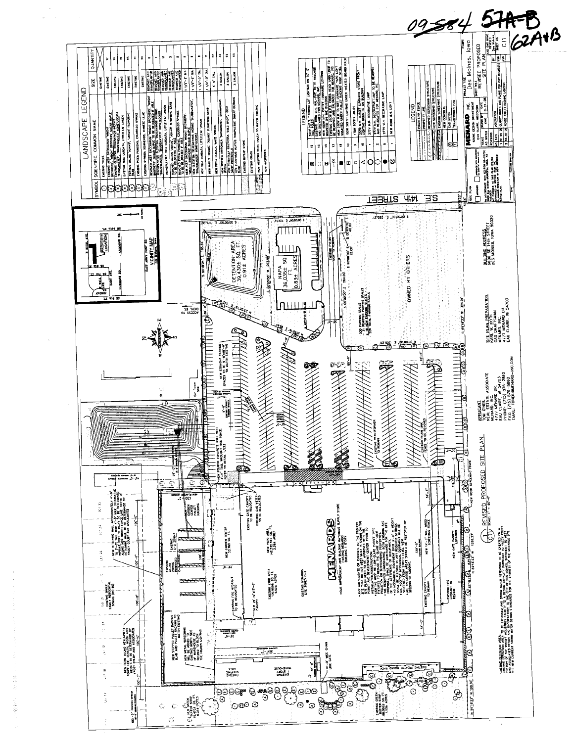09-584 57A-B 62A+B

## LANDSCAPE LEGEND

| SYMBOL | SCIENTIFIC, COMMON NAME | SIZE | QUANTITY |
|---|---|---|---|
| | EXISTING TREES | | |
| | EXISTING ACER SACCHARUM 'WRIGHT BROTHERS', WRIGHT BROTHERS SUGAR MAPLE | EXISTING | 17 |
| | EXISTING GLEDITSIA TRIACANTHOS INERMIS 'SHADEMASTER', SHADEMASTER HONEYLOCUST | EXISTING | 14 |
| | EXISTING TILIA CORDATA, LITTLELEAF LINDEN | EXISTING | 21 |
| | EXISTING MALUS 'ADAMS', 'ADAMS' FLOWERING CRAB | EXISTING | 23 |
| | EXISTING PICEA PUNGENS, COLORADO SPRUCE | EXISTING | 31 |
| | EXISTING SYRINGA VULGARIS, CHINESE LILAC | EXISTING | 24 |
| | REMOVED ACER SACCHARUM 'WRIGHT BROTHERS', WRIGHT BROTHERS SUGAR MAPLE | REMOVED AND TRANSPLANTED | 6 |
| | REMOVED GLEDITSIA TRIACANTHOS INERMIS 'SHADEMASTER', SHADEMASTER HONEYLOCUST | REMOVED AND TRANSPLANTED | 1 |
| | TRANSPLANTED TILIA CORDATA, LITTLELEAF LINDEN | REMOVED AND TRANSPLANTED | 1 |
| | REMOVED MALUS 'ADAMS', 'ADAMS' FLOWERING CRAB TO BE RELOCATED IF ABLE | REMOVED AND TRANSPLANTED | 4 |
| | REMOVED PICEA PUNGENS, COLORADO SPRUCE TO BE RELOCATED IF ABLE | REMOVED AND TRANSPLANTED | 5 |
| | NEW ACER SACCHARUM 'WRIGHT BROTHERS', WRIGHT BROTHERS SUGAR MAPLE | 1 1/2"-2" DIA. | 6 |
| | NEW GLEDITSIA TRIACANTHOS INERMIS 'SHADEMASTER', SHADEMASTER HONEYLOCUST | 1 1/2"-2" DIA. | 8 |
| | NEW TILIA CORDATA, LITTLELEAF LINDEN | 1 1/2"-2" DIA. | 8 |
| | NEW MALUS 'ADAMS', 'ADAMS' FLOWERING CRAB | 1 1/2"-2" DIA. | 11 |
| | NEW PICEA GLAUCA, WHITE SPRUCE | 6'-8' TALL | 57 |
| | NEW SPIRAEA X JAPONICA 'SHIROBANA', 'SHIROBANA' SPIREA | 3 GALLON | 44 |
| | NEW POTENTILLA FRUTICOSA 'GOLD DROP', GOLD DROP POTENTILLA | 3 GALLON | 22 |
| | NEW EUONYMUS ALATUS 'COMPACTA', DWARF BURNING BUSH | 3 GALLON | 13 |
| | EXISTING GRASS | | |
| | EXISTING RIPRAP STONE | | |
| | NEW WESTERN WHITE MULCH TO MATCH EXISTING | | |
| | NEW HYDROSEED | | |

## LEGEND

| SYMBOL | QTY | DESCRIPTION |
|---|---|---|
| ⊠ | 15 | 400W H.P.S. PARKING LOT LIGHTING ON 30'-0" POLE |
| | 13 | EXISTING 400W H.P.S. WAL-PAC TO BE REMOVED AND SALVAGED FOR MENARD, INC. |
| | 13 | NEW 400W M.H. CUTOFF LUMINAIRE LIGHTING MOUNTED ON THE BUILDING |
| | 13 | EXISTING 1000W H.P.S. COBRA HEAD YARD LIGHT TO BE REMOVED AND SALVAGED FOR MENARD, INC. |
| ■ | 18 | NEW 400W M.H. CUTOFF LUMINAIRE YARD LIGHT MOUNTED UNDER PALLET RACKING ROOF STEEL |
| | 14 | NEW SOFFIT LIGHTING UNDER TREATED BOARD RACK |
| ○ | 9 | 175W SOFFIT LIGHTS |
| △ | 10 | 400W M.H. CUTOFF LUMINAIRE STONE FRONT LIGHTING MOUNTED ON BUILDING |
| ○ | 1 | 277V M.H. DECORATIVE LAMP |
| ● | 2 | 277V M.H. DECORATIVE LAMP TO BE REMOVED AND RELOCATED FOR MENARD, INC. |
| ○ | 2 | 277V M.H. DECORATIVE LAMP |
| ⊗ | 1 | NEW 400W M.H. LIGHT |

## LEGEND

- CHAIN LINK FENCE
- PROPERTY LINE
- REMOVED SCREENING STRUCTURE
- NEW SCREENING STRUCTURE
- EXISTING SCREENING STRUCTURE
- NEW CONCRETE
- GAS METER
- TRANSFORMER PAD

**MENARD INC.** STORE DESIGN DEPARTMENT, EAU CLAIRE, WISCONSIN

PROJECT TITLE: Des Moines, Iowa

SHEET TITLE: REVISED PROPOSED SITE PLAN

SCALE: AS NOTED — DATE: 10-24-08 — SHEET: CT1

REVISIONS:
1. 12-08-08 CLARIFY NOTES AND PLANS PER CITY REQUESTS
2. 12-16-08 REVISE PALLET RACKING LOCATION

## REVISED PROPOSED SITE PLAN
CT1 — SCALE: 1" = 50'-0"

**APPLICANT**
TOM O'HERN
REAL ESTATE ASSOCIATE
MENARD, INC.
4777 MENARD DR.
EAU CLAIRE, WI 54703
PHONE: (715) 876-2810
FAX: (715) 876-5960
EMAIL: TOHERN@MENARD-INC.COM

**SITE PLAN PREPARATION**
KARL W. ROTH
CAD DRAFTSMAN
MENARD, INC.
4777 MENARD DR.
EAU CLAIRE, WI 54703

**BUILDING ADDRESS**
6600 SE 14th STREET
DES MOINES, IOWA 50320

VICINITY MAP — EAST ARMY POST RD.

MENARDS — HOME IMPROVEMENT BUILDING MATERIALS SUPPLY STORE — EXISTING MENARDS BUILDING 1 STORY

DETENTION AREA 39,430± SQ. FT. 0.91± ACRES

NAPA 36,035± SQ. FT. 0.83± ACRES

OWNED BY OTHERS

330 PARKING STALLS
- 21 REMOVED PARKING STALLS
+ 19 NEW PARKING STALLS
328 TOTAL PARKING STALLS

S.E. 14th STREET

NEW GARDEN CENTER 33,160 SQ. FT.

NEW YARD AREA 143,325 SQ. FT. 3.29± ACRES

EXISTING YARD AREA 109,998± SQ. FT. 2.52± ACRES

EXISTING MENARDS SITE ZONED C-2

EXISTING SINGLE FAMILY RESIDENTIAL ZONING (R1-60)

- ANY AMENDMENTS OR CHANGES TO THE PROJECT SITE THAT DO NOT MEET PROVISIONS OF THE SITE PLAN NEED TO BE APPROVED WITH THE PERMIT AND RENOVATION.
- EXISTING MENARDS CANOPY TO REMAIN.
- ALL PROPOSED PARKING LOT LIGHTING TO BE CUTOFF STYLE LIGHTING TO REDUCE THE GLARE OF LIGHT SPILLING ONTO ADJOINING PROPERTIES.
- THE REQUIRED LANDSCAPING, BOTH EXISTING AND PROPOSED, SHALL BE MAINTAINED FOR THE LIFE OF THE CERTIFICATE OF OCCUPANCY.
- NO MECHANICAL EQUIPMENT OVER 2'-0" IN HEIGHT SHALL BE ALLOWED IN ANY REQUIRED SETBACK.
- ALL ROOFTOP MECHANICAL EQUIPMENT SHALL BE SCREENED FROM STREET LEVEL VIEW.
- ALL DISTURBED AREAS SHOULD BE RESTORED BY SEEDING OR SODDING.

EXISTING DETENTION AREA: EXISTING DETENTION AREA TO BE EXPANDED AND STORM WATER RETENTION TO BE CREATED AS A PORTION OF THE ADDITIONAL IMPERVIOUS AREA CREATED BY THE SITE, DESIGN AND SUBMITTAL TO THE CITY OF DES MOINES BY YAGGY COLBY AND ASSOCIATES.

NEW RETAINING WALL APPROXIMATELY 4'-0" TO 5'-0" TALL WITH 6'-0" MAX. DECORATIVE METAL FENCE ALONG TOP OF WALL. FENCE TO BE DETERMINED BY YAGGY COLBY AND ASSOCIATES.

NEW BERM ALONG NEW NORTH FENCE LINE. LENGTH, WIDTH, AND HEIGHT TO BE DETERMINED BY YAGGY COLBY AND ASSOCIATES.

NEW STEPPED PALLET RACKING TO SLAB AND PALLET RACKING TO MATCH EXISTING

NEW METAL SCREENING ALONG NORTH SIDE OF EXISTING NORTH FENCE AS NEEDED TO BLOCK THE HIGHER LIGHTING

EXISTING GREEN BUFFER STRIP 0.28± ACRES

NEW 8'-0" TALL WOOD SCREENING FENCE

NEW POURED CONCRETE WALL WITH 4'-0" TALL WROUGHT IRON FENCE. REFER TO DETAIL 1/C12

NEW STRAIGHT PARKING SPACES TO BE 9'-0" x 18' TO MATCH EXISTING

EXISTING GATE CANOPY TO BE RELOCATED

EXISTING FIRE HYDRANT TO BE RELOCATED

EXISTING FIRE HYDRANT TO REMAIN

NEW GATE CANOPY LOCATION

EXISTING CANOPY TO REMAIN

EXISTING WAREHOUSE

EXISTING TREATED BOARD RACK

EXISTING PYLON SIGN TO REMAIN

EXISTING CHAIN LINK FENCE TO BE REMOVED

EXISTING TRANSFORMER TO REMAIN

ACCESS TO DIEHL ST.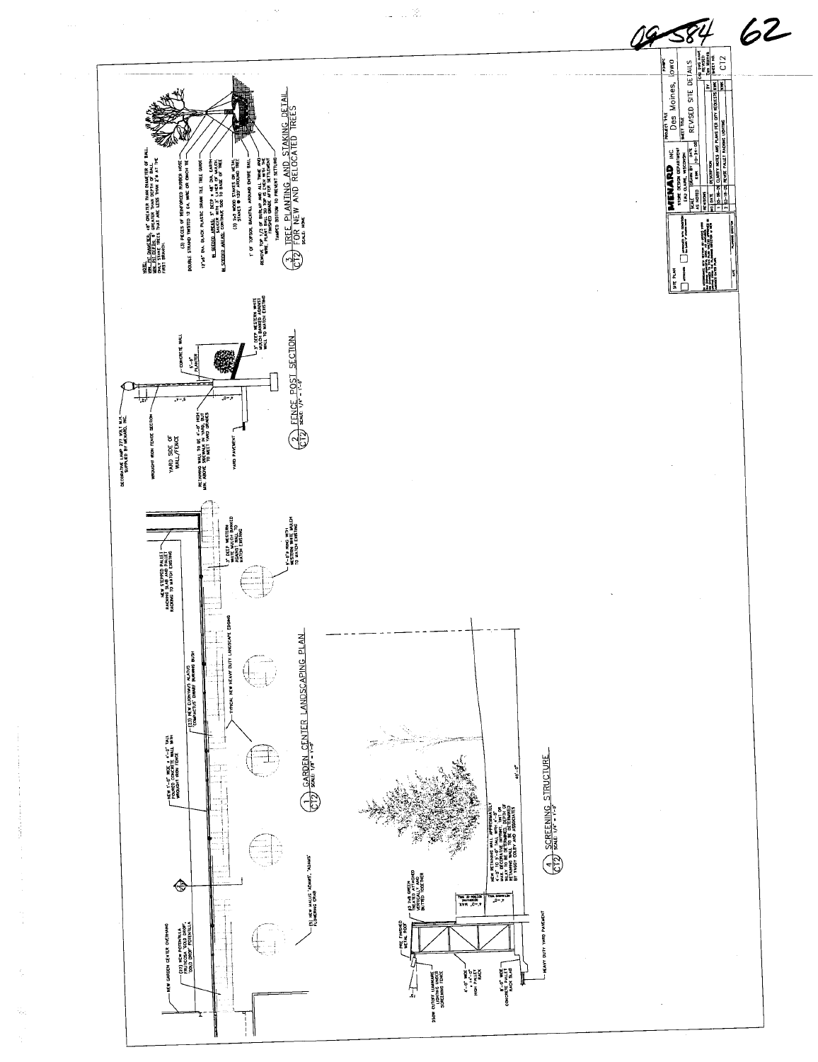09-584 62

## 1 GARDEN CENTER LANDSCAPING PLAN (CT2)
SCALE: 1/8" = 1'-0"

- NEW GARDEN CENTER OVERHANG
- (23) NEW POTENTILLA FRUTICOSA 'GOLD DROP' 'GOLD DROP' POTENTILLA
- NEW 1'-0" WIDE x 4'-0" TALL POURED CONCRETE WALL WITH WROUGHT IRON FENCE
- (23) NEW EUONYMUS ALATUS 'COMPACTUS' DWARF BURNING BUSH
- TYPICAL NEW HEAVY DUTY LANDSCAPE EDGING
- NEW STEPPED PALLET RACKING SLAB AND PALLET RACKING TO MATCH EXISTING
- 3" DEEP WESTERN WHITE MULCH BANKED AGAINST WALL TO MATCH EXISTING
- 6'-0"Ø RING WITH WESTERN WHITE MULCH TO MATCH EXISTING
- (5) NEW MALUS 'ADAMS' 'ADAMS' FLOWERING CRAB

## 2 FENCE POST SECTION (CT2)
SCALE: 1/4" = 1'-0"

- DECORATIVE LAMP 277 VOLT M.H. SUPPLIED BY MENARD, INC.
- WROUGHT IRON FENCE SECTION
- YARD SIDE OF WALL/FENCE
- RETAINING WALL TO BE 4'-0" HIGH MIN. ABOVE SIDEWALK IN YARD, BUT TO MEET YARD GRADES
- YARD PAVEMENT
- CONCRETE WALL
- 4'-0" PLANTER
- 3" DEEP WESTERN WHITE MULCH BANKED AGAINST WALL TO MATCH EXISTING

## 3 TREE PLANTING AND STAKING DETAIL FOR NEW AND RELOCATED TREES (CT2)
SCALE: NONE

NOTE:
MIN. PIT DIAMETER: 48" GREATER THAN DIAMETER OF BALL.
MIN. PIT DEPTH: 6" GREATER THAN DEPTH OF BALL.
ONLY STAKE TREES THAT ARE LESS THAN 2"Ø AT THE FIRST BRANCH.

- (3) PIECES OF REINFORCED RUBBER HOSE
- DOUBLE STRAND TWISTED 12 GA. WIRE OR CINCH TIE
- 12"x6" DIA. BLACK PLASTIC DRAIN TILE TREE GUARD
- IN SEEDED AREAS: 3" DEEP x 48" DIA. EARTH SAUCER WITH 3" OF MULCH.
- IN SODDED AREAS: CONTINUE SOD TO BASE OF TREE
- (3) 2x2 WOOD STAKES OR METAL STAKES @ 120° AROUND TREE
- 1' OF TOPSOIL BACKFILL AROUND ENTIRE BALL
- REMOVE TOP 1/3 OF BURLAP AND ALL TWINE AND WIRE. PLANT BALL SO TOP IS EVEN WITH THE FINISHED GRADE AFTER SETTLEMENT
- TAMPED BOTTOM TO PREVENT SETTLING

## 4 SCREENING STRUCTURE (CT2)
SCALE: 1/4" = 1'-0"

- PRE FINISHED METAL ROOF
- 250W CUTOFF LUMINAIRE LIGHTING UNDER SCREENING FENCE
- 4'-0" WIDE x 4'-0" HIGH PALLET RACK
- 8'-0" WIDE CONCRETE PALLET RACK SLAB
- HEAVY DUTY YARD PAVEMENT
- 2x6 GREEN TREATED ATTACHED VERTICALLY AND BUTTED TOGETHER
- NEW RETAINING WALL APPROXIMATELY 4'-0" TO 5'-0" TALL WITH 4'-0" MAX. DECORATIVE IMPRINT. TINT OR SEAL TO BE DETERMINED. DEPTH OF RETAINING WALL TO BE DETERMINED BY FOXCO CIVIL AND ASSOCIATES
- 40'-0"

---

| | |
|---|---|
| SITE PLAN | |
| APPROVED | APPROVED WITH CONDITIONS |
| DATE | PLANNING DIRECTOR |

MENARD INC.
STORE DESIGN DEPARTMENT
EAU CLAIRE, WISCONSIN

PROJECT TITLE: Des Moines, Iowa
SHEET TITLE: REVISED SITE DETAILS

| SCALE | DRAWN BY | DATE |
|---|---|---|
| AS NOTED | KMK | 10-24-08 |

REVISIONS

| NO. | DATE | DESCRIPTION | BY |
|---|---|---|---|
| 1 | 10-16-09 | CLARIFY NOTES AND PLANS PER CITY REQUESTS | KMK |
| 2 | 11-18-09 | REVISE PALLET RACKING LIGHTING | KMK |

SHEET NO.: CT2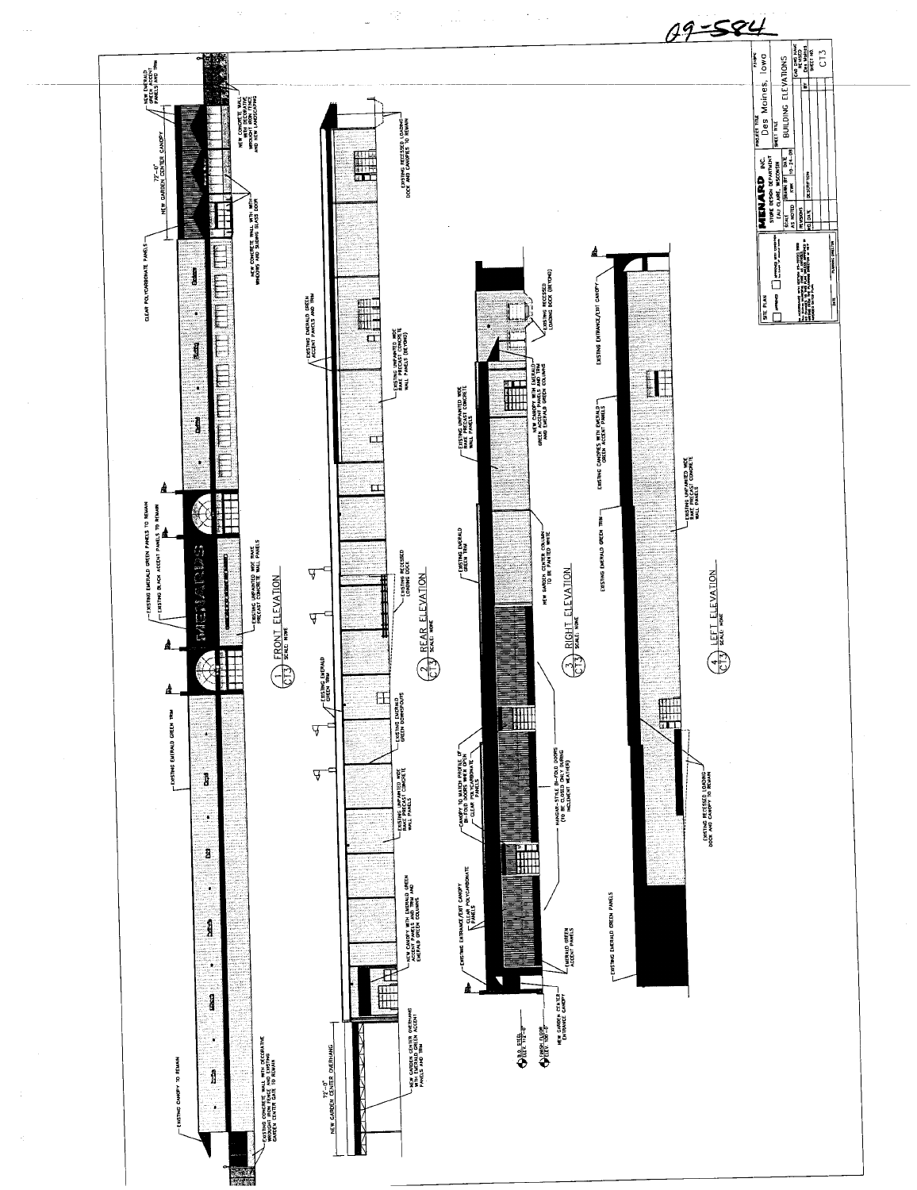09-584

## ① FRONT ELEVATION
CT3 — SCALE: NONE

- NEW EMERALD GREEN ACCENT PANELS AND TRIM
- NEW CONCRETE WALL WITH DECORATIVE WROUGHT IRON FENCE AND NEW LANDSCAPING
- 72'-0" NEW GARDEN CENTER CANOPY
- NEW CONCRETE WALL WITH WINDOWS AND SLIDING GLASS DOOR
- CLEAR POLYCARBONATE PANELS
- EXISTING EMERALD GREEN PANELS TO REMAIN
- EXISTING BLACK ACCENT PANELS TO REMAIN
- EXISTING UNPAINTED WIDE RAKE PRECAST CONCRETE WALL PANELS
- EXISTING EMERALD GREEN TRIM
- EXISTING CANOPY TO REMAIN
- EXISTING CONCRETE WALL WITH DECORATIVE WROUGHT IRON FENCE AND EXISTING GARDEN CENTER GATE TO REMAIN

## ② REAR ELEVATION
CT3 — SCALE: NONE

- EXISTING RECESSED LOADING DOCK AND CANOPIES TO REMAIN
- EXISTING EMERALD GREEN ACCENT PANELS AND TRIM
- EXISTING UNPAINTED WIDE RAKE PRECAST CONCRETE WALL PANELS (BEYOND)
- EXISTING RECESSED LOADING DOCK
- EXISTING EMERALD GREEN TRIM
- EXISTING EMERALD GREEN DOWNSPOUTS
- EXISTING UNPAINTED WIDE RAKE PRECAST CONCRETE WALL PANELS
- NEW CANOPY WITH EMERALD GREEN ACCENT PANELS AND TRIM AND EMERALD GREEN COLUMNS
- NEW GARDEN CENTER OVERHANG WITH EMERALD GREEN ACCENT PANELS AND TRIM
- 72'-0" NEW GARDEN CENTER OVERHANG

## ③ RIGHT ELEVATION
CT3 — SCALE: NONE

- EXISTING RECESSED LOADING DOCK (BEYOND)
- NEW CANOPY WITH EMERALD GREEN ACCENT PANELS AND TRIM AND EMERALD GREEN COLUMNS
- EXISTING UNPAINTED WIDE RAKE PRECAST CONCRETE WALL PANELS
- EXISTING EMERALD GREEN TRIM
- NEW GARDEN CENTER COLUMN TO BE PAINTED WHITE
- CANOPY TO MATCH PROFILE OF BI-FOLD DOORS WITH DEPTH — CLEAR POLYCARBONATE PANELS
- HANGAR-STYLE BI-FOLD DOORS (TO BE CLOSED ONLY DURING INCLEMENT WEATHER)
- EXISTING ENTRANCE/EXIT CANOPY — CLEAR POLYCARBONATE PANELS
- EMERALD GREEN ACCENT PANELS
- B.O. STEEL ELEV. 112'-0"
- FINISH FLOOR ELEV. 100'-0"
- NEW GARDEN CENTER ENTRANCE CANOPY

## ④ LEFT ELEVATION
CT3 — SCALE: NONE

- EXISTING ENTRANCE/EXIT CANOPY
- EXISTING CANOPIES WITH EMERALD GREEN ACCENT PANELS
- EXISTING UNPAINTED WIDE RAKE PRECAST CONCRETE WALL PANELS
- EXISTING EMERALD GREEN TRIM
- EXISTING RECESSED LOADING DOCK AND CANOPY TO REMAIN
- EXISTING EMERALD GREEN PANELS

---

SITE PLAN

☐ APPROVED ☐ APPROVED WITH CONDITIONS

PLANNING DIRECTOR — DATE

**MENARD INC.**
STORE DESIGN DEPARTMENT
EAU CLAIRE, WISCONSIN

| SCALE | DRAWN BY | DATE |
|---|---|---|
| AS NOTED | KWK | 10-24-08 |

REVISIONS — NO. | DATE | DESCRIPTION | BY

PROJECT TITLE: Des Moines, Iowa

SHEET TITLE: BUILDING ELEVATIONS

CAD DWG NAME: Des Moines

SHEET NO. CT3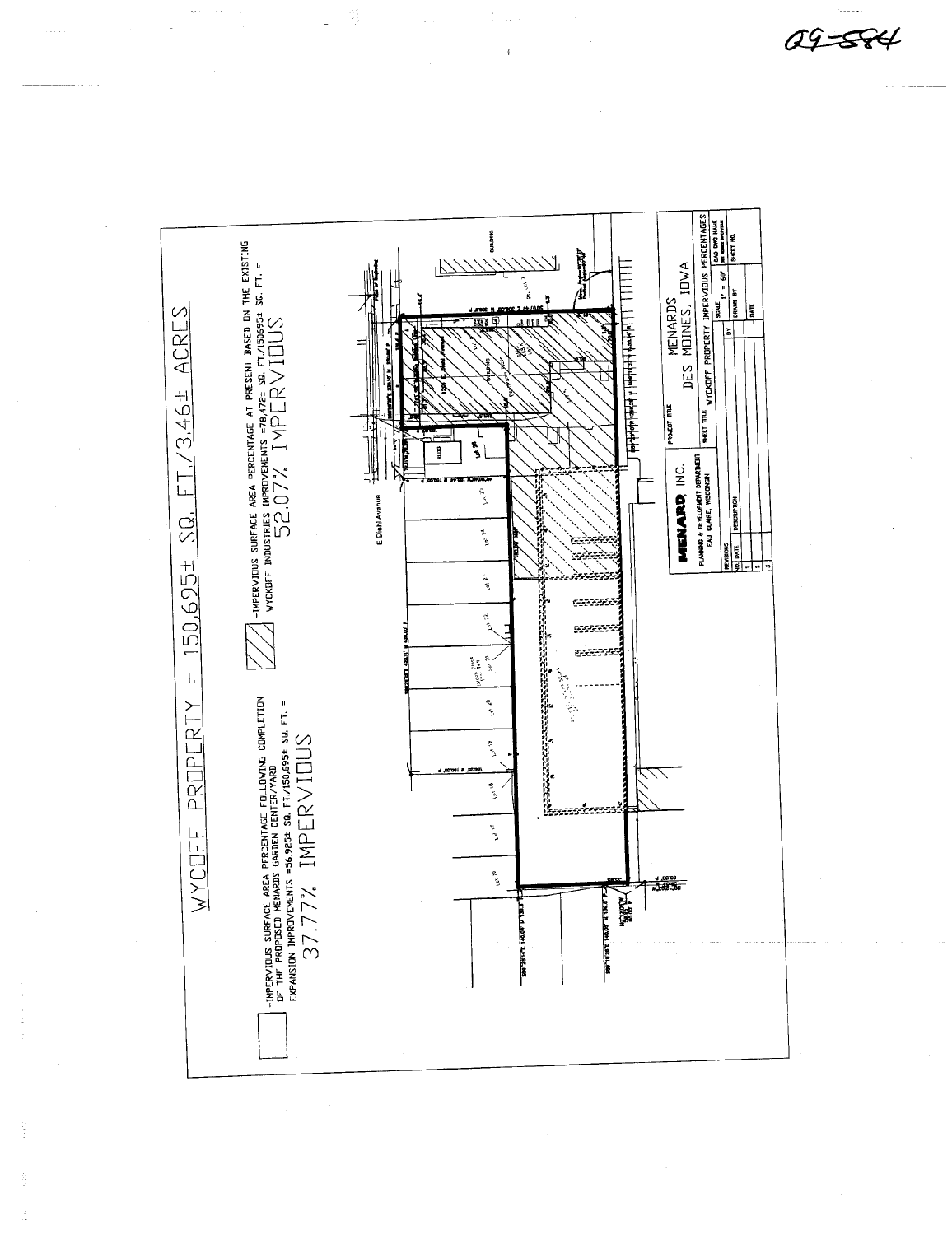09-584

# WYCOFF PROPERTY = 150,695± SQ. FT./3.46± ACRES

-IMPERVIOUS SURFACE AREA PERCENTAGE FOLLOWING COMPLETION OF THE PROPOSED MENARDS GARDEN CENTER/YARD EXPANSION IMPROVEMENTS =56,925± SQ. FT./150,695± SQ. FT. =

37.77% IMPERVIOUS

-IMPERVIOUS SURFACE AREA PERCENTAGE AT PRESENT BASED ON THE EXISTING WYCKOFF INDUSTRIES IMPROVEMENTS =78,472± SQ. FT./150695± SQ. FT. =

52.07% IMPERVIOUS

E Diehl Avenue

BUILDING

BLDG

Lot 16, Lot 17, Lot 18, Lot 19, Lot 20, Lot 21, Lot 22, Lot 23, Lot 24, Lot 25

**MENARD, INC.**
PLANNING & DEVELOPMENT DEPARTMENT
EAU CLAIRE, WISCONSIN

PROJECT TITLE: MENARDS DES MOINES, IOWA

SHEET TITLE: WYCKOFF PROPERTY IMPERVIOUS PERCENTAGES

SCALE: 1" = 60'

| REVISIONS | | |
|---|---|---|
| NO. | DATE | DESCRIPTION |
| 1 | | |
| 2 | | |
| 3 | | |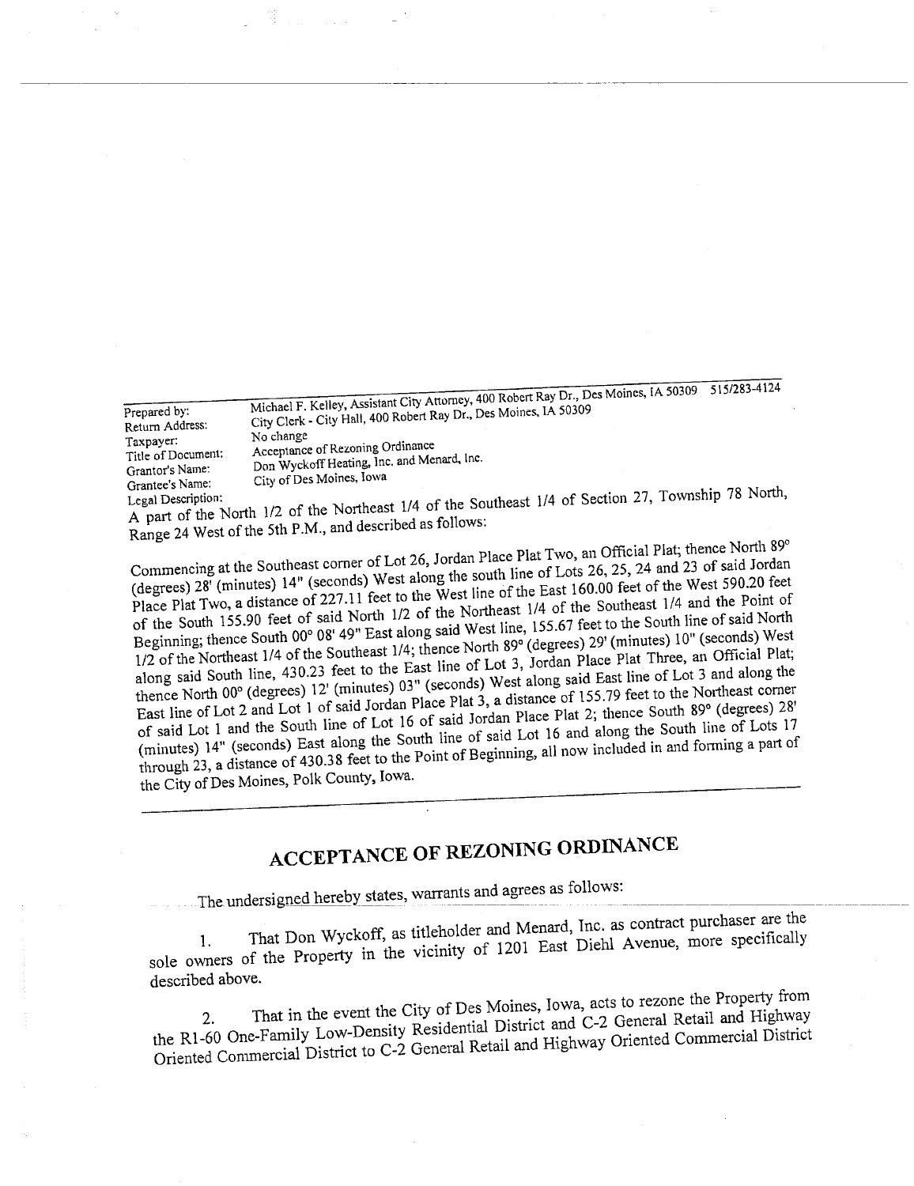| | |
|---|---|
| Prepared by: | Michael F. Kelley, Assistant City Attorney, 400 Robert Ray Dr., Des Moines, IA 50309 515/283-4124 |
| Return Address: | City Clerk - City Hall, 400 Robert Ray Dr., Des Moines, IA 50309 |
| Taxpayer: | No change |
| Title of Document: | Acceptance of Rezoning Ordinance |
| Grantor's Name: | Don Wyckoff Heating, Inc. and Menard, Inc. |
| Grantee's Name: | City of Des Moines, Iowa |
| Legal Description: | |

A part of the North 1/2 of the Northeast 1/4 of the Southeast 1/4 of Section 27, Township 78 North, Range 24 West of the 5th P.M., and described as follows:

Commencing at the Southeast corner of Lot 26, Jordan Place Plat Two, an Official Plat; thence North 89° (degrees) 28' (minutes) 14" (seconds) West along the south line of Lots 26, 25, 24 and 23 of said Jordan Place Plat Two, a distance of 227.11 feet to the West line of the East 160.00 feet of the West 590.20 feet of the South 155.90 feet of said North 1/2 of the Northeast 1/4 of the Southeast 1/4 and the Point of Beginning; thence South 00° 08' 49" East along said West line, 155.67 feet to the South line of said North 1/2 of the Northeast 1/4 of the Southeast 1/4; thence North 89° (degrees) 29' (minutes) 10" (seconds) West along said South line, 430.23 feet to the East line of Lot 3, Jordan Place Plat Three, an Official Plat; thence North 00° (degrees) 12' (minutes) 03" (seconds) West along said East line of Lot 3 and along the East line of Lot 2 and Lot 1 of said Jordan Place Plat 3, a distance of 155.79 feet to the Northeast corner of said Lot 1 and the South line of Lot 16 of said Jordan Place Plat 2; thence South 89° (degrees) 28' (minutes) 14" (seconds) East along the South line of said Lot 16 and along the South line of Lots 17 through 23, a distance of 430.38 feet to the Point of Beginning, all now included in and forming a part of the City of Des Moines, Polk County, Iowa.

# ACCEPTANCE OF REZONING ORDINANCE

The undersigned hereby states, warrants and agrees as follows:

1. That Don Wyckoff, as titleholder and Menard, Inc. as contract purchaser are the sole owners of the Property in the vicinity of 1201 East Diehl Avenue, more specifically described above.

2. That in the event the City of Des Moines, Iowa, acts to rezone the Property from the R1-60 One-Family Low-Density Residential District and C-2 General Retail and Highway Oriented Commercial District to C-2 General Retail and Highway Oriented Commercial District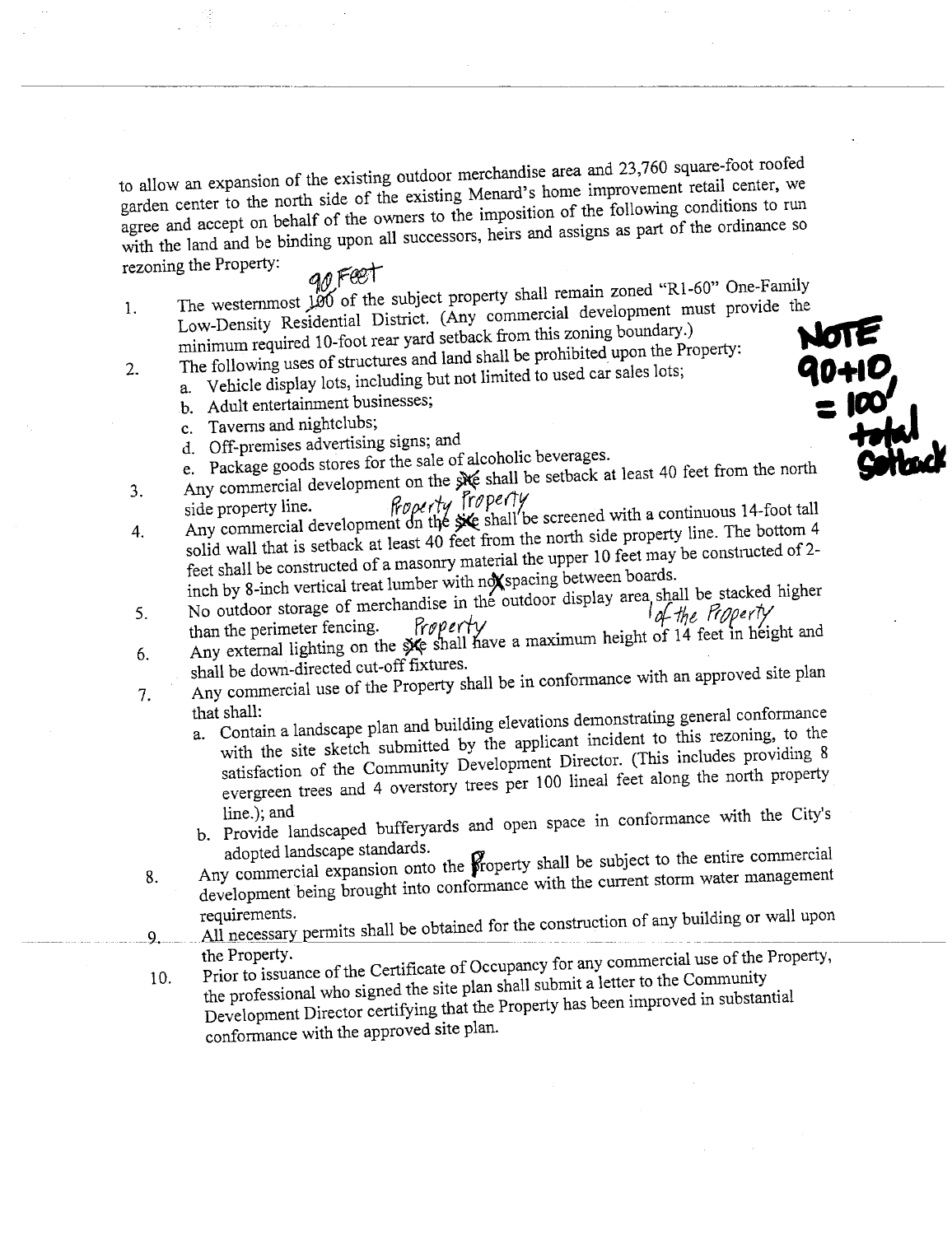to allow an expansion of the existing outdoor merchandise area and 23,760 square-foot roofed garden center to the north side of the existing Menard's home improvement retail center, we agree and accept on behalf of the owners to the imposition of the following conditions to run with the land and be binding upon all successors, heirs and assigns as part of the ordinance so rezoning the Property:

1. The westernmost ~~100~~ 90 Feet of the subject property shall remain zoned "R1-60" One-Family Low-Density Residential District. (Any commercial development must provide the minimum required 10-foot rear yard setback from this zoning boundary.)
2. The following uses of structures and land shall be prohibited upon the Property:
   a. Vehicle display lots, including but not limited to used car sales lots;
   b. Adult entertainment businesses;
   c. Taverns and nightclubs;
   d. Off-premises advertising signs; and
   e. Package goods stores for the sale of alcoholic beverages.
3. Any commercial development on the ~~site~~ Property shall be setback at least 40 feet from the north side property line.
4. Any commercial development on the ~~site~~ Property shall be screened with a continuous 14-foot tall solid wall that is setback at least 40 feet from the north side property line. The bottom 4 feet shall be constructed of a masonry material the upper 10 feet may be constructed of 2-inch by 8-inch vertical treat lumber with ~~no~~ spacing between boards.
5. No outdoor storage of merchandise in the outdoor display area of the Property shall be stacked higher than the perimeter fencing.
6. Any external lighting on the ~~site~~ Property shall have a maximum height of 14 feet in height and shall be down-directed cut-off fixtures.
7. Any commercial use of the Property shall be in conformance with an approved site plan that shall:
   a. Contain a landscape plan and building elevations demonstrating general conformance with the site sketch submitted by the applicant incident to this rezoning, to the satisfaction of the Community Development Director. (This includes providing 8 evergreen trees and 4 overstory trees per 100 lineal feet along the north property line.); and
   b. Provide landscaped bufferyards and open space in conformance with the City's adopted landscape standards.
8. Any commercial expansion onto the Property shall be subject to the entire commercial development being brought into conformance with the current storm water management requirements.
9. All necessary permits shall be obtained for the construction of any building or wall upon the Property.
10. Prior to issuance of the Certificate of Occupancy for any commercial use of the Property, the professional who signed the site plan shall submit a letter to the Community Development Director certifying that the Property has been improved in substantial conformance with the approved site plan.

NOTE 90+10 = 100' total Setback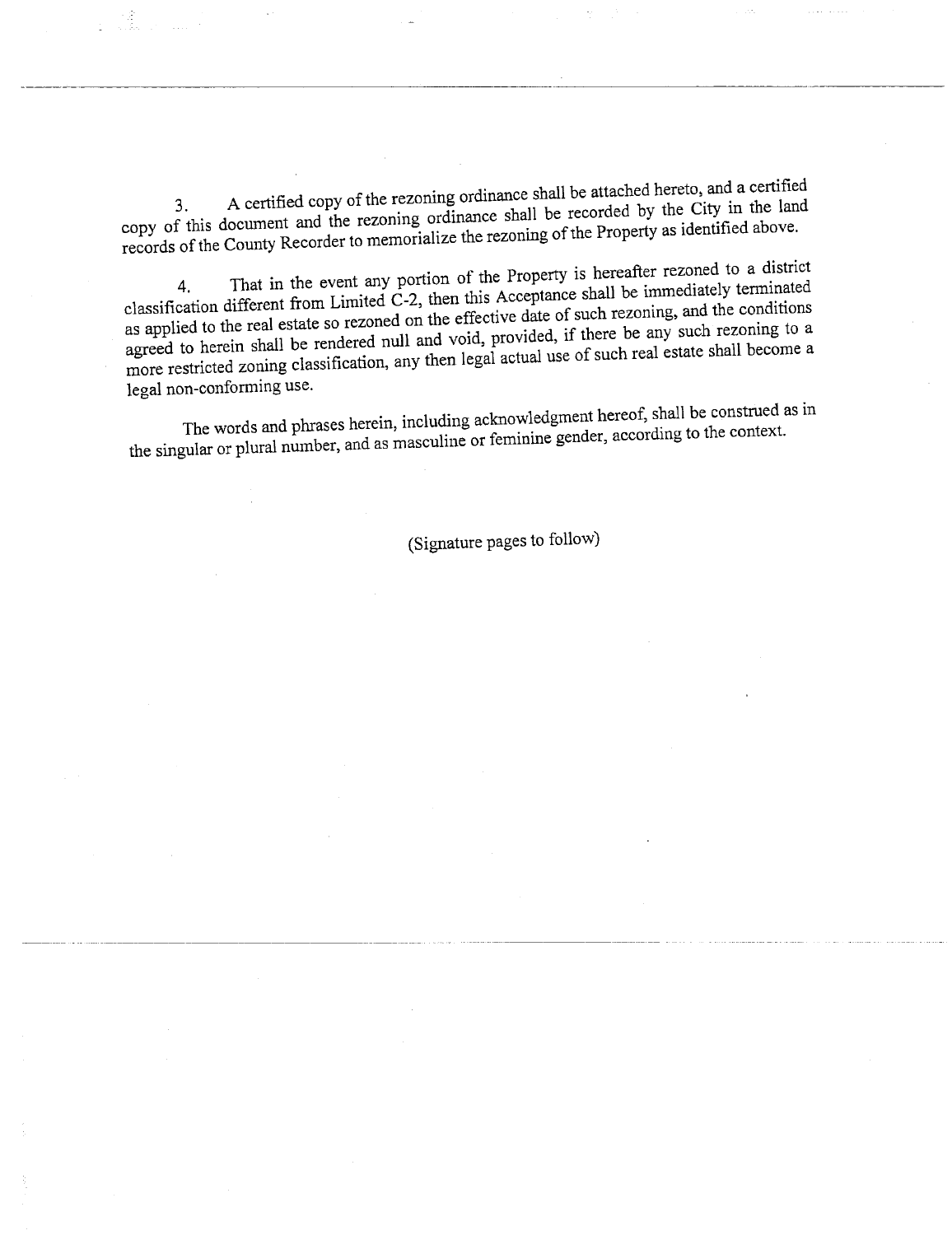3. A certified copy of the rezoning ordinance shall be attached hereto, and a certified copy of this document and the rezoning ordinance shall be recorded by the City in the land records of the County Recorder to memorialize the rezoning of the Property as identified above.

4. That in the event any portion of the Property is hereafter rezoned to a district classification different from Limited C-2, then this Acceptance shall be immediately terminated as applied to the real estate so rezoned on the effective date of such rezoning, and the conditions agreed to herein shall be rendered null and void, provided, if there be any such rezoning to a more restricted zoning classification, any then legal actual use of such real estate shall become a legal non-conforming use.

The words and phrases herein, including acknowledgment hereof, shall be construed as in the singular or plural number, and as masculine or feminine gender, according to the context.

(Signature pages to follow)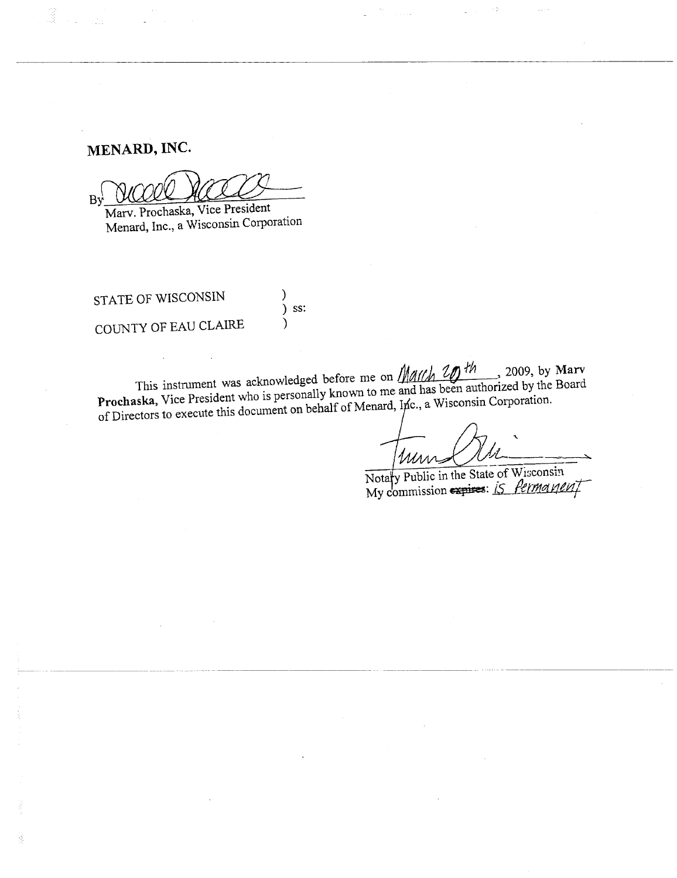**MENARD, INC.**

By ______________________
Marv. Prochaska, Vice President
Menard, Inc., a Wisconsin Corporation

STATE OF WISCONSIN )
) ss:
COUNTY OF EAU CLAIRE )

This instrument was acknowledged before me on *March 20th*, 2009, by **Marv Prochaska**, Vice President who is personally known to me and has been authorized by the Board of Directors to execute this document on behalf of Menard, Inc., a Wisconsin Corporation.

______________________
Notary Public in the State of Wisconsin
My commission ~~expires~~: *is Permanent*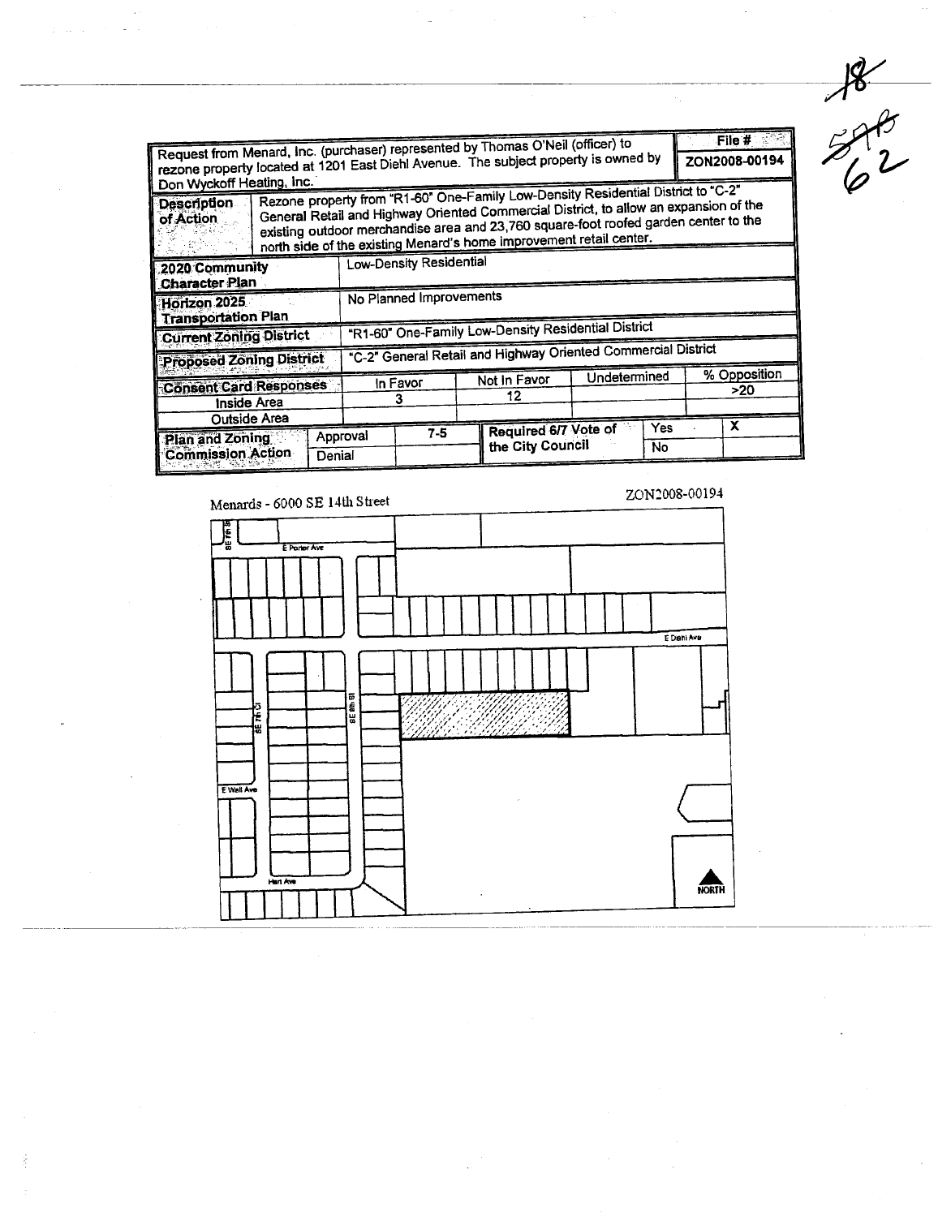| Request from Menard, Inc. (purchaser) represented by Thomas O'Neil (officer) to rezone property located at 1201 East Diehl Avenue. The subject property is owned by Don Wyckoff Heating, Inc. | | | | | | File # ZON2008-00194 |
|---|---|---|---|---|---|---|
| **Description of Action** | Rezone property from "R1-60" One-Family Low-Density Residential District to "C-2" General Retail and Highway Oriented Commercial District, to allow an expansion of the existing outdoor merchandise area and 23,760 square-foot roofed garden center to the north side of the existing Menard's home improvement retail center. | | | | | |
| **2020 Community Character Plan** | Low-Density Residential | | | | | |
| **Horizon 2025 Transportation Plan** | No Planned Improvements | | | | | |
| **Current Zoning District** | "R1-60" One-Family Low-Density Residential District | | | | | |
| **Proposed Zoning District** | "C-2" General Retail and Highway Oriented Commercial District | | | | | |
| **Consent Card Responses** | In Favor | Not In Favor | Undetermined | | % Opposition | |
| Inside Area | 3 | 12 | | | >20 | |
| Outside Area | | | | | | |
| **Plan and Zoning Commission Action** | Approval | 7-5 | **Required 6/7 Vote of the City Council** | Yes | X | |
| | Denial | | | No | | |

Menards - 6000 SE 14th Street

ZON2008-00194

E Porter Ave

E Diehl Ave

SE 7th St

SE 8th St

E Watt Ave

Hart Ave

NORTH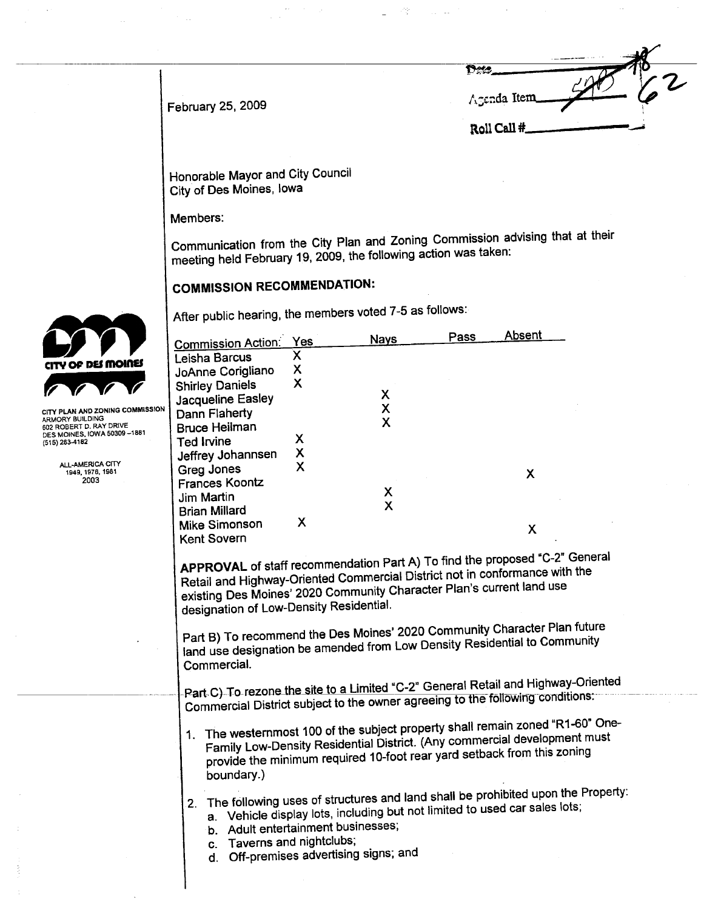Date ___
Agenda Item ___ 62
Roll Call # ___

February 25, 2009

Honorable Mayor and City Council
City of Des Moines, Iowa

Members:

Communication from the City Plan and Zoning Commission advising that at their meeting held February 19, 2009, the following action was taken:

CITY OF DES MOINES

CITY PLAN AND ZONING COMMISSION
ARMORY BUILDING
602 ROBERT D. RAY DRIVE
DES MOINES, IOWA 50309–1881
(515) 283-4182

ALL-AMERICA CITY
1949, 1976, 1981
2003

## COMMISSION RECOMMENDATION:

After public hearing, the members voted 7-5 as follows:

| Commission Action: | Yes | Nays | Pass | Absent |
|---|---|---|---|---|
| Leisha Barcus | X | | | |
| JoAnne Corigliano | X | | | |
| Shirley Daniels | X | | | |
| Jacqueline Easley | | X | | |
| Dann Flaherty | | X | | |
| Bruce Heilman | | X | | |
| Ted Irvine | X | | | |
| Jeffrey Johannsen | X | | | |
| Greg Jones | X | | | |
| Frances Koontz | | | | X |
| Jim Martin | | X | | |
| Brian Millard | | X | | |
| Mike Simonson | X | | | |
| Kent Sovern | | | | X |

**APPROVAL** of staff recommendation Part A) To find the proposed "C-2" General Retail and Highway-Oriented Commercial District not in conformance with the existing Des Moines' 2020 Community Character Plan's current land use designation of Low-Density Residential.

Part B) To recommend the Des Moines' 2020 Community Character Plan future land use designation be amended from Low Density Residential to Community Commercial.

Part C) To rezone the site to a Limited "C-2" General Retail and Highway-Oriented Commercial District subject to the owner agreeing to the following conditions:

1. The westernmost 100 of the subject property shall remain zoned "R1-60" One-Family Low-Density Residential District. (Any commercial development must provide the minimum required 10-foot rear yard setback from this zoning boundary.)
2. The following uses of structures and land shall be prohibited upon the Property:
   a. Vehicle display lots, including but not limited to used car sales lots;
   b. Adult entertainment businesses;
   c. Taverns and nightclubs;
   d. Off-premises advertising signs; and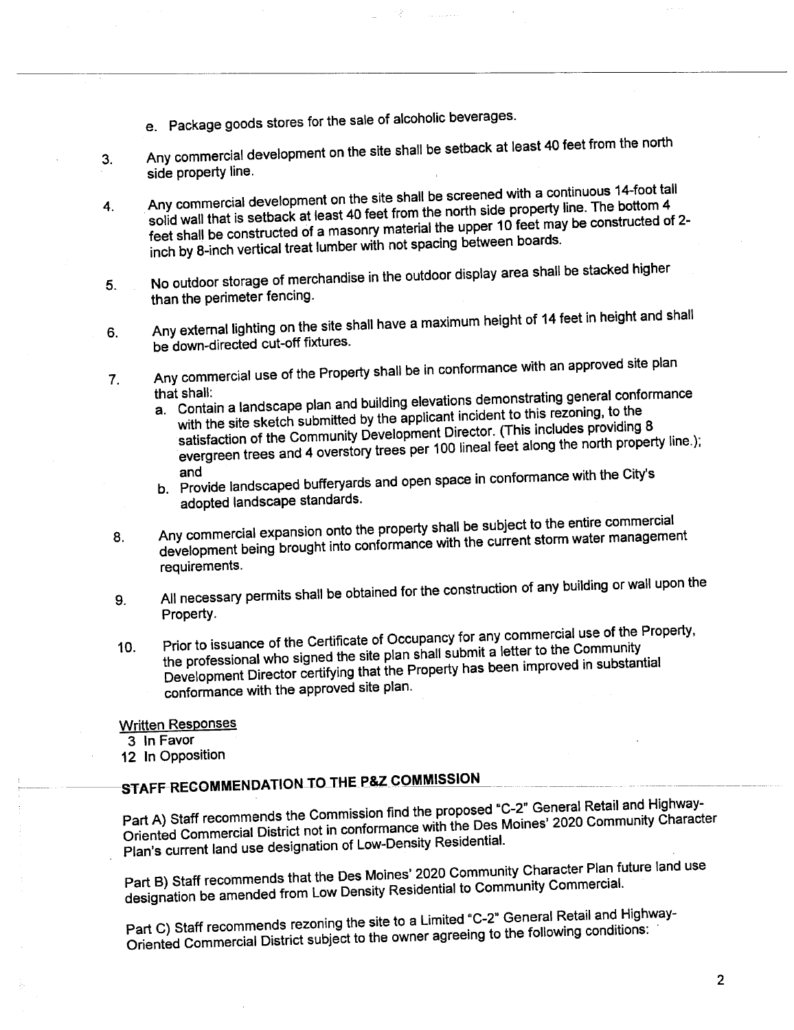e. Package goods stores for the sale of alcoholic beverages.

3. Any commercial development on the site shall be setback at least 40 feet from the north side property line.

4. Any commercial development on the site shall be screened with a continuous 14-foot tall solid wall that is setback at least 40 feet from the north side property line. The bottom 4 feet shall be constructed of a masonry material the upper 10 feet may be constructed of 2-inch by 8-inch vertical treat lumber with not spacing between boards.

5. No outdoor storage of merchandise in the outdoor display area shall be stacked higher than the perimeter fencing.

6. Any external lighting on the site shall have a maximum height of 14 feet in height and shall be down-directed cut-off fixtures.

7. Any commercial use of the Property shall be in conformance with an approved site plan that shall:
   a. Contain a landscape plan and building elevations demonstrating general conformance with the site sketch submitted by the applicant incident to this rezoning, to the satisfaction of the Community Development Director. (This includes providing 8 evergreen trees and 4 overstory trees per 100 lineal feet along the north property line.); and
   b. Provide landscaped bufferyards and open space in conformance with the City's adopted landscape standards.

8. Any commercial expansion onto the property shall be subject to the entire commercial development being brought into conformance with the current storm water management requirements.

9. All necessary permits shall be obtained for the construction of any building or wall upon the Property.

10. Prior to issuance of the Certificate of Occupancy for any commercial use of the Property, the professional who signed the site plan shall submit a letter to the Community Development Director certifying that the Property has been improved in substantial conformance with the approved site plan.

Written Responses
3 In Favor
12 In Opposition

## STAFF RECOMMENDATION TO THE P&Z COMMISSION

Part A) Staff recommends the Commission find the proposed "C-2" General Retail and Highway-Oriented Commercial District not in conformance with the Des Moines' 2020 Community Character Plan's current land use designation of Low-Density Residential.

Part B) Staff recommends that the Des Moines' 2020 Community Character Plan future land use designation be amended from Low Density Residential to Community Commercial.

Part C) Staff recommends rezoning the site to a Limited "C-2" General Retail and Highway-Oriented Commercial District subject to the owner agreeing to the following conditions: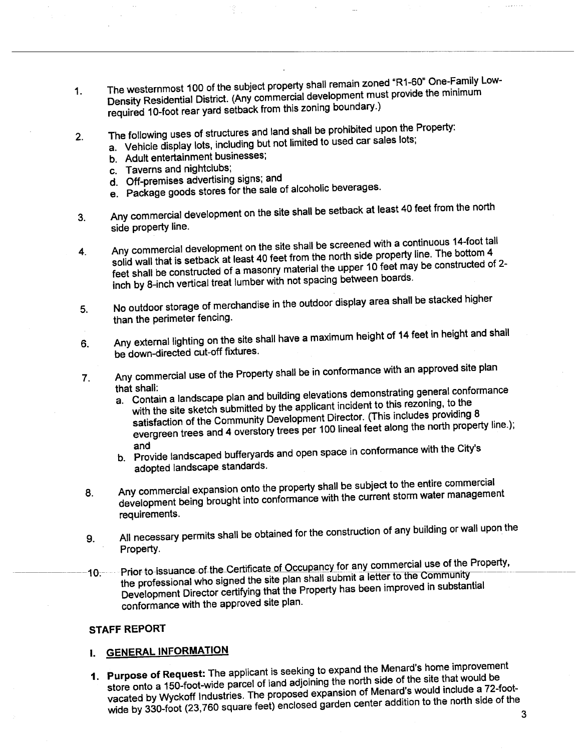1. The westernmost 100 of the subject property shall remain zoned "R1-60" One-Family Low-Density Residential District. (Any commercial development must provide the minimum required 10-foot rear yard setback from this zoning boundary.)

2. The following uses of structures and land shall be prohibited upon the Property:
   a. Vehicle display lots, including but not limited to used car sales lots;
   b. Adult entertainment businesses;
   c. Taverns and nightclubs;
   d. Off-premises advertising signs; and
   e. Package goods stores for the sale of alcoholic beverages.

3. Any commercial development on the site shall be setback at least 40 feet from the north side property line.

4. Any commercial development on the site shall be screened with a continuous 14-foot tall solid wall that is setback at least 40 feet from the north side property line. The bottom 4 feet shall be constructed of a masonry material the upper 10 feet may be constructed of 2-inch by 8-inch vertical treat lumber with not spacing between boards.

5. No outdoor storage of merchandise in the outdoor display area shall be stacked higher than the perimeter fencing.

6. Any external lighting on the site shall have a maximum height of 14 feet in height and shall be down-directed cut-off fixtures.

7. Any commercial use of the Property shall be in conformance with an approved site plan that shall:
   a. Contain a landscape plan and building elevations demonstrating general conformance with the site sketch submitted by the applicant incident to this rezoning, to the satisfaction of the Community Development Director. (This includes providing 8 evergreen trees and 4 overstory trees per 100 lineal feet along the north property line.); and
   b. Provide landscaped bufferyards and open space in conformance with the City's adopted landscape standards.

8. Any commercial expansion onto the property shall be subject to the entire commercial development being brought into conformance with the current storm water management requirements.

9. All necessary permits shall be obtained for the construction of any building or wall upon the Property.

10. Prior to issuance of the Certificate of Occupancy for any commercial use of the Property, the professional who signed the site plan shall submit a letter to the Community Development Director certifying that the Property has been improved in substantial conformance with the approved site plan.

## STAFF REPORT

### I. GENERAL INFORMATION

1. **Purpose of Request:** The applicant is seeking to expand the Menard's home improvement store onto a 150-foot-wide parcel of land adjoining the north side of the site that would be vacated by Wyckoff Industries. The proposed expansion of Menard's would include a 72-foot-wide by 330-foot (23,760 square feet) enclosed garden center addition to the north side of the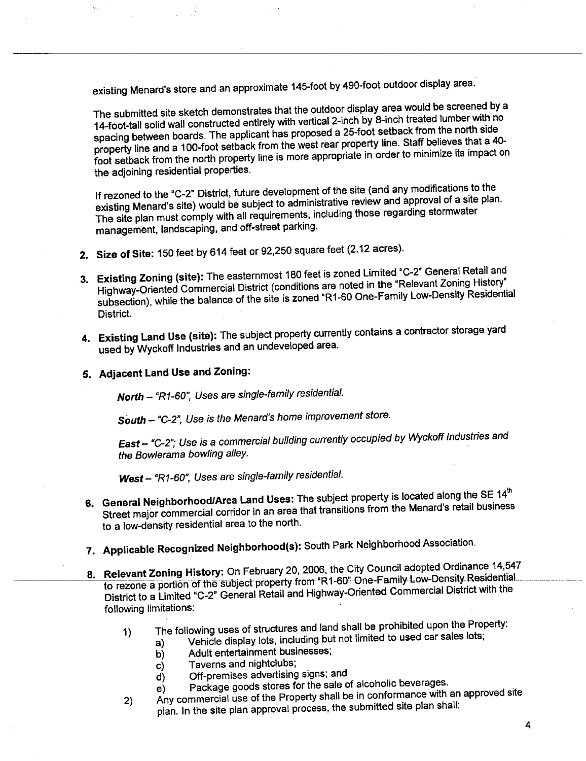existing Menard's store and an approximate 145-foot by 490-foot outdoor display area.

The submitted site sketch demonstrates that the outdoor display area would be screened by a 14-foot-tall solid wall constructed entirely with vertical 2-inch by 8-inch treated lumber with no spacing between boards. The applicant has proposed a 25-foot setback from the north side property line and a 100-foot setback from the west rear property line. Staff believes that a 40-foot setback from the north property line is more appropriate in order to minimize its impact on the adjoining residential properties.

If rezoned to the "C-2" District, future development of the site (and any modifications to the existing Menard's site) would be subject to administrative review and approval of a site plan. The site plan must comply with all requirements, including those regarding stormwater management, landscaping, and off-street parking.

2. **Size of Site:** 150 feet by 614 feet or 92,250 square feet (2.12 acres).

3. **Existing Zoning (site):** The easternmost 180 feet is zoned Limited "C-2" General Retail and Highway-Oriented Commercial District (conditions are noted in the "Relevant Zoning History" subsection), while the balance of the site is zoned "R1-60 One-Family Low-Density Residential District.

4. **Existing Land Use (site):** The subject property currently contains a contractor storage yard used by Wyckoff Industries and an undeveloped area.

5. **Adjacent Land Use and Zoning:**

   ***North*** – *"R1-60", Uses are single-family residential.*

   ***South*** – *"C-2", Use is the Menard's home improvement store.*

   ***East*** – *"C-2"; Use is a commercial building currently occupied by Wyckoff Industries and the Bowlerama bowling alley.*

   ***West*** – *"R1-60", Uses are single-family residential.*

6. **General Neighborhood/Area Land Uses:** The subject property is located along the SE 14th Street major commercial corridor in an area that transitions from the Menard's retail business to a low-density residential area to the north.

7. **Applicable Recognized Neighborhood(s):** South Park Neighborhood Association.

8. **Relevant Zoning History:** On February 20, 2006, the City Council adopted Ordinance 14,547 to rezone a portion of the subject property from "R1-60" One-Family Low-Density Residential District to a Limited "C-2" General Retail and Highway-Oriented Commercial District with the following limitations:

   1) The following uses of structures and land shall be prohibited upon the Property:
      a) Vehicle display lots, including but not limited to used car sales lots;
      b) Adult entertainment businesses;
      c) Taverns and nightclubs;
      d) Off-premises advertising signs; and
      e) Package goods stores for the sale of alcoholic beverages.
   2) Any commercial use of the Property shall be in conformance with an approved site plan. In the site plan approval process, the submitted site plan shall: